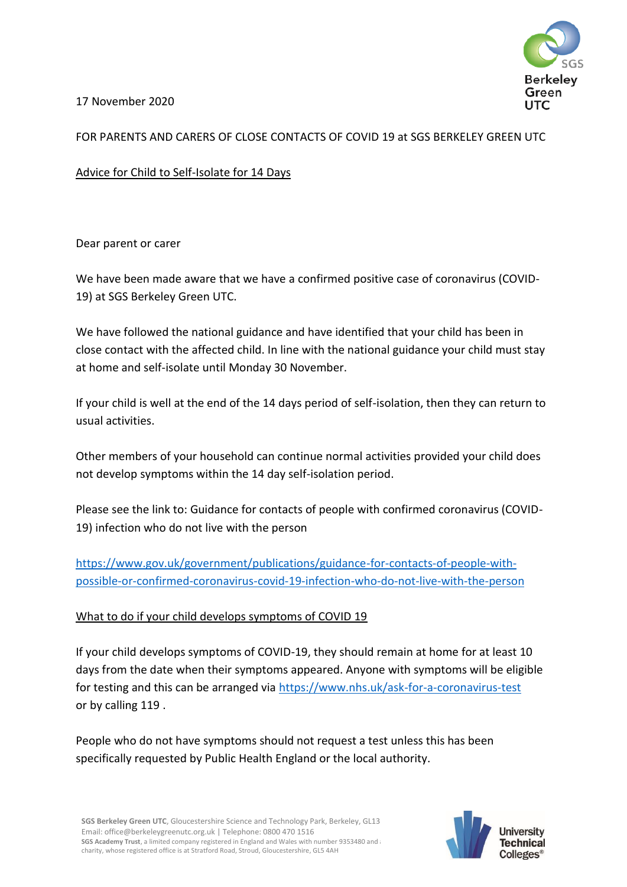17 November 2020

FOR PARENTS AND CARERS OF CLOSE CONTACTS OF COVID 19 at SGS BERKELEY GREEN UTC

Advice for Child to Self-Isolate for 14 Days

Dear parent or carer

We have been made aware that we have a confirmed positive case of coronavirus (COVID-19) at SGS Berkeley Green UTC.

We have followed the national guidance and have identified that your child has been in close contact with the affected child. In line with the national guidance your child must stay at home and self-isolate until Monday 30 November.

If your child is well at the end of the 14 days period of self-isolation, then they can return to usual activities.

Other members of your household can continue normal activities provided your child does not develop symptoms within the 14 day self-isolation period.

Please see the link to: Guidance for contacts of people with confirmed coronavirus (COVID-19) infection who do not live with the person

https://www.gov.uk/government/publications/guidance-for-contacts-of-people-with-possible-or-confirmed-coronavirus-covid-19-infection-who-do-not-live-with-the-person

What to do if your child develops symptoms of COVID 19

If your child develops symptoms of COVID-19, they should remain at home for at least 10 days from the date when their symptoms appeared. Anyone with symptoms will be eligible for testing and this can be arranged via https://www.nhs.uk/ask-for-a-coronavirus-test or by calling 119 .

People who do not have symptoms should not request a test unless this has been specifically requested by Public Health England or the local authority.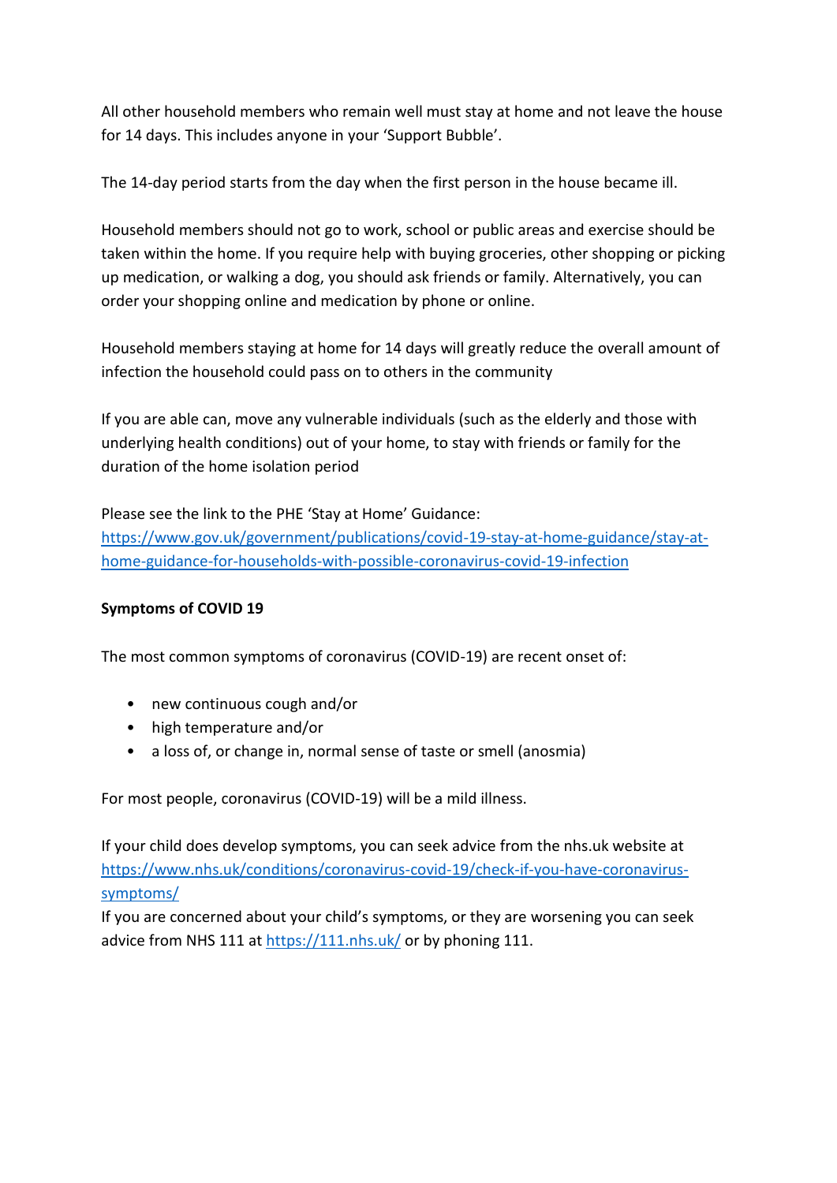All other household members who remain well must stay at home and not leave the house for 14 days. This includes anyone in your ‘Support Bubble’.

The 14-day period starts from the day when the first person in the house became ill.

Household members should not go to work, school or public areas and exercise should be taken within the home. If you require help with buying groceries, other shopping or picking up medication, or walking a dog, you should ask friends or family. Alternatively, you can order your shopping online and medication by phone or online.

Household members staying at home for 14 days will greatly reduce the overall amount of infection the household could pass on to others in the community

If you are able can, move any vulnerable individuals (such as the elderly and those with underlying health conditions) out of your home, to stay with friends or family for the duration of the home isolation period

Please see the link to the PHE ‘Stay at Home’ Guidance: [https://www.gov.uk/government/publications/covid-19-stay-at-home-guidance/stay-at-home-guidance-for-households-with-possible-coronavirus-covid-19-infection](https://www.gov.uk/government/publications/covid-19-stay-at-home-guidance/stay-at-home-guidance-for-households-with-possible-coronavirus-covid-19-infection)

**Symptoms of COVID 19**

The most common symptoms of coronavirus (COVID-19) are recent onset of:

- new continuous cough and/or
- high temperature and/or
- a loss of, or change in, normal sense of taste or smell (anosmia)

For most people, coronavirus (COVID-19) will be a mild illness.

If your child does develop symptoms, you can seek advice from the nhs.uk website at [https://www.nhs.uk/conditions/coronavirus-covid-19/check-if-you-have-coronavirus-symptoms/](https://www.nhs.uk/conditions/coronavirus-covid-19/check-if-you-have-coronavirus-symptoms/)
If you are concerned about your child’s symptoms, or they are worsening you can seek advice from NHS 111 at [https://111.nhs.uk/](https://111.nhs.uk/) or by phoning 111.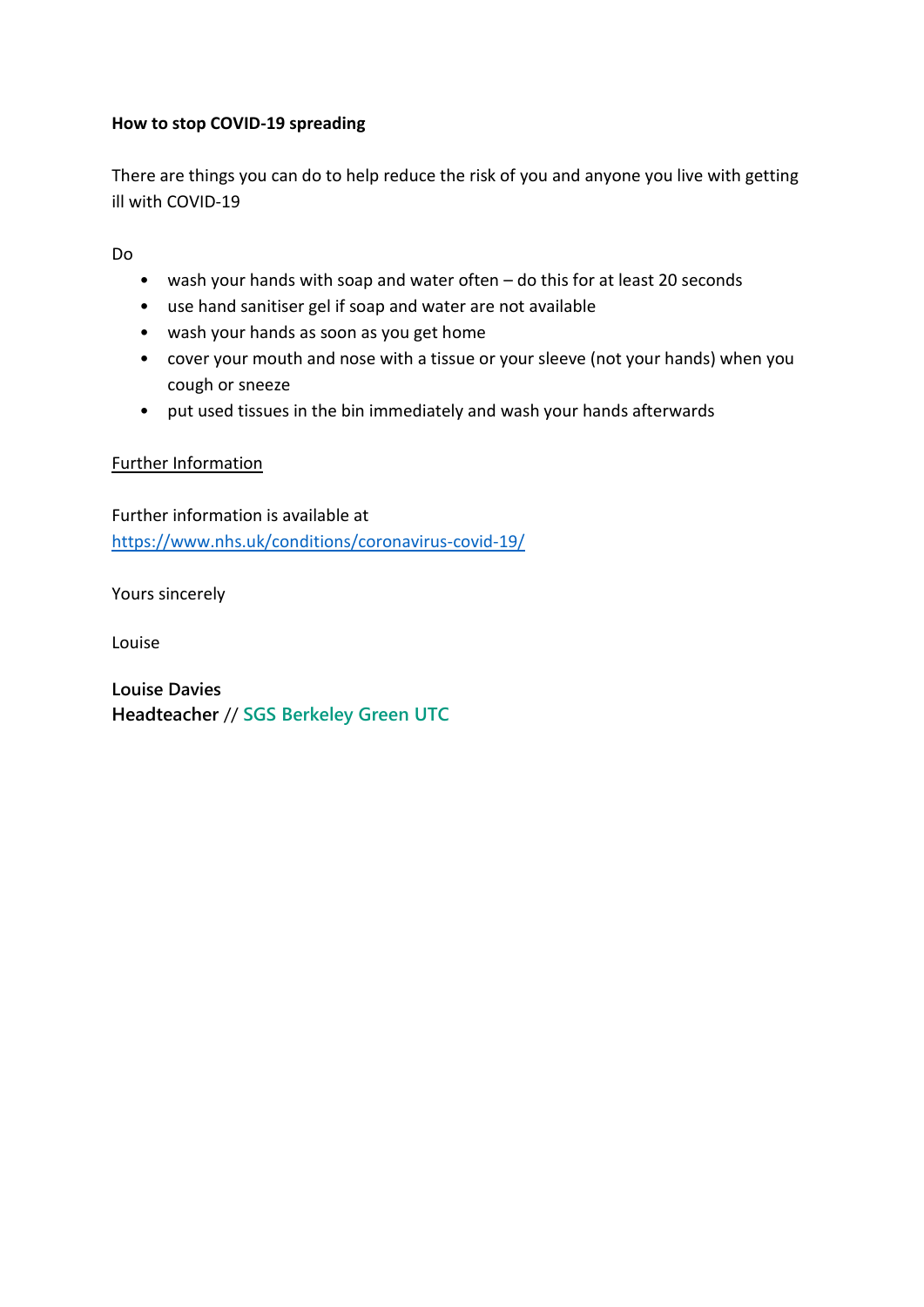**How to stop COVID-19 spreading**

There are things you can do to help reduce the risk of you and anyone you live with getting ill with COVID-19

Do

- wash your hands with soap and water often – do this for at least 20 seconds
- use hand sanitiser gel if soap and water are not available
- wash your hands as soon as you get home
- cover your mouth and nose with a tissue or your sleeve (not your hands) when you cough or sneeze
- put used tissues in the bin immediately and wash your hands afterwards

Further Information

Further information is available at
https://www.nhs.uk/conditions/coronavirus-covid-19/

Yours sincerely

Louise

**Louise Davies**
**Headteacher** // SGS Berkeley Green UTC